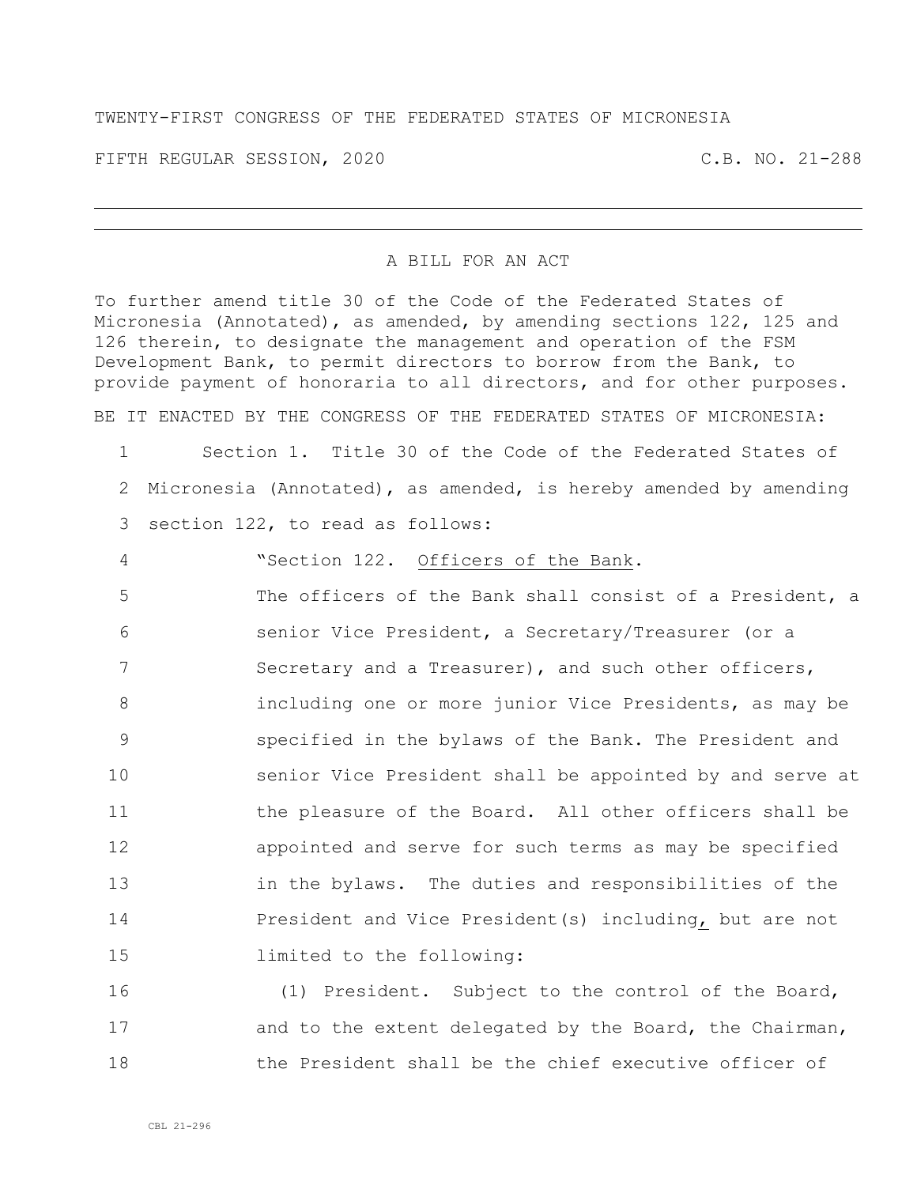TWENTY-FIRST CONGRESS OF THE FEDERATED STATES OF MICRONESIA

FIFTH REGULAR SESSION, 2020 C.B. NO. 21-288

---

A BILL FOR AN ACT

To further amend title 30 of the Code of the Federated States of Micronesia (Annotated), as amended, by amending sections 122, 125 and 126 therein, to designate the management and operation of the FSM Development Bank, to permit directors to borrow from the Bank, to provide payment of honoraria to all directors, and for other purposes.

BE IT ENACTED BY THE CONGRESS OF THE FEDERATED STATES OF MICRONESIA:

Section 1. Title 30 of the Code of the Federated States of Micronesia (Annotated), as amended, is hereby amended by amending section 122, to read as follows:

"Section 122. Officers of the Bank.

The officers of the Bank shall consist of a President, a senior Vice President, a Secretary/Treasurer (or a Secretary and a Treasurer), and such other officers, including one or more junior Vice Presidents, as may be specified in the bylaws of the Bank. The President and senior Vice President shall be appointed by and serve at the pleasure of the Board. All other officers shall be appointed and serve for such terms as may be specified in the bylaws. The duties and responsibilities of the President and Vice President(s) including, but are not limited to the following:

(1) President. Subject to the control of the Board, and to the extent delegated by the Board, the Chairman, the President shall be the chief executive officer of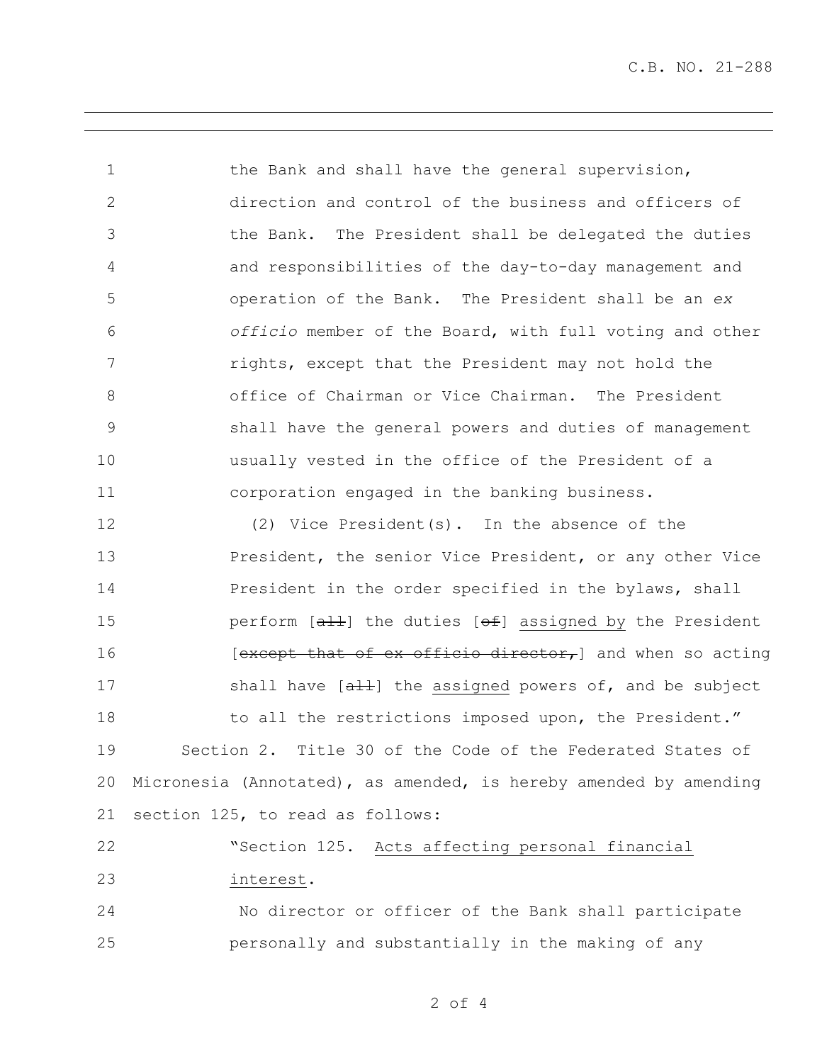the Bank and shall have the general supervision, direction and control of the business and officers of the Bank. The President shall be delegated the duties and responsibilities of the day-to-day management and operation of the Bank. The President shall be an *ex officio* member of the Board, with full voting and other rights, except that the President may not hold the office of Chairman or Vice Chairman. The President shall have the general powers and duties of management usually vested in the office of the President of a corporation engaged in the banking business.

(2) Vice President(s). In the absence of the President, the senior Vice President, or any other Vice President in the order specified in the bylaws, shall perform [~~all~~] the duties [~~of~~] <u>assigned by</u> the President [~~except that of ex officio director,~~] and when so acting shall have [~~all~~] the <u>assigned</u> powers of, and be subject to all the restrictions imposed upon, the President."

Section 2. Title 30 of the Code of the Federated States of Micronesia (Annotated), as amended, is hereby amended by amending section 125, to read as follows:

"Section 125. <u>Acts affecting personal financial interest</u>.

No director or officer of the Bank shall participate personally and substantially in the making of any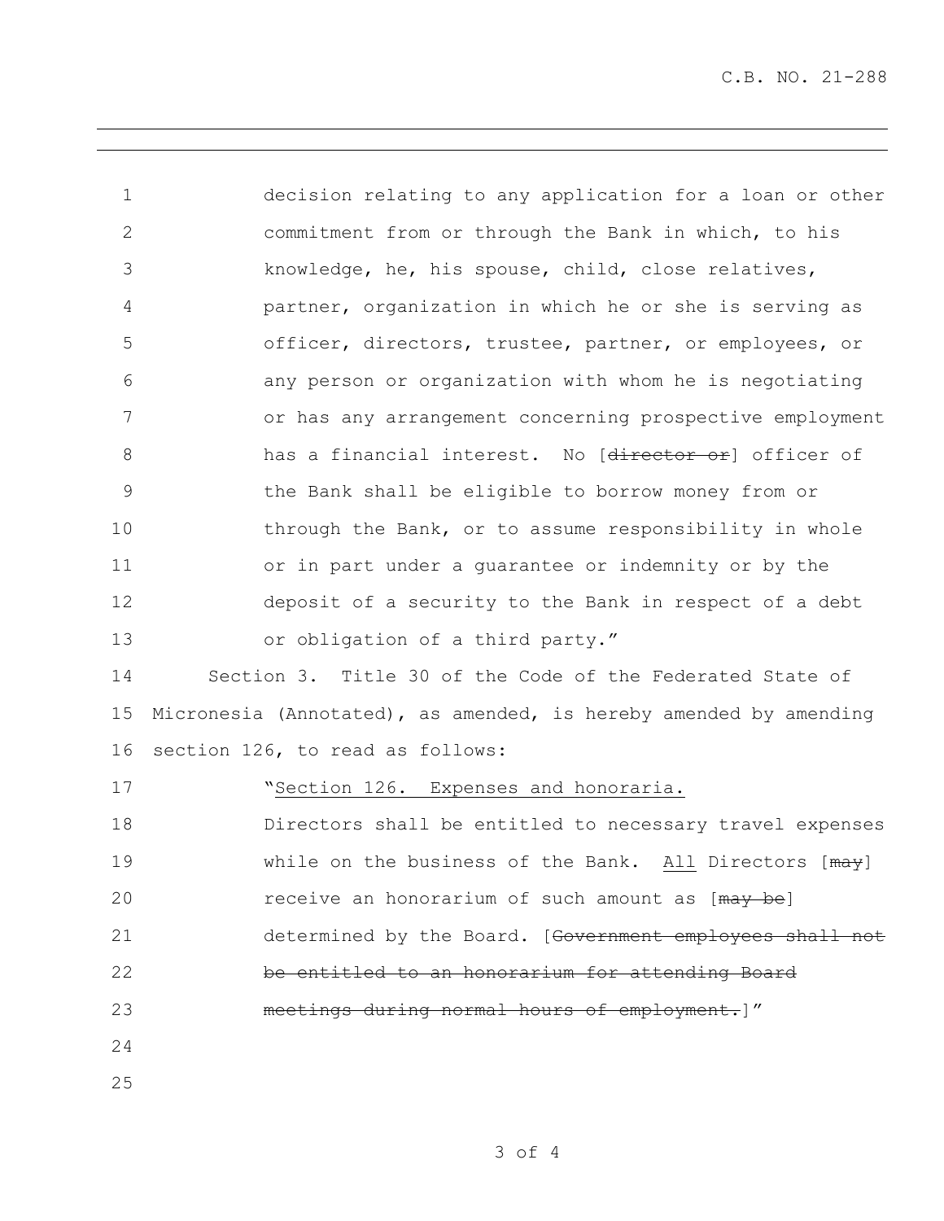decision relating to any application for a loan or other commitment from or through the Bank in which, to his knowledge, he, his spouse, child, close relatives, partner, organization in which he or she is serving as officer, directors, trustee, partner, or employees, or any person or organization with whom he is negotiating or has any arrangement concerning prospective employment has a financial interest. No [~~director or~~] officer of the Bank shall be eligible to borrow money from or through the Bank, or to assume responsibility in whole or in part under a guarantee or indemnity or by the deposit of a security to the Bank in respect of a debt or obligation of a third party."

Section 3. Title 30 of the Code of the Federated State of Micronesia (Annotated), as amended, is hereby amended by amending section 126, to read as follows:

"Section 126. Expenses and honoraria.

Directors shall be entitled to necessary travel expenses while on the business of the Bank. <u>All</u> Directors [~~may~~] receive an honorarium of such amount as [~~may be~~] determined by the Board. [~~Government employees shall not be entitled to an honorarium for attending Board meetings during normal hours of employment.~~]"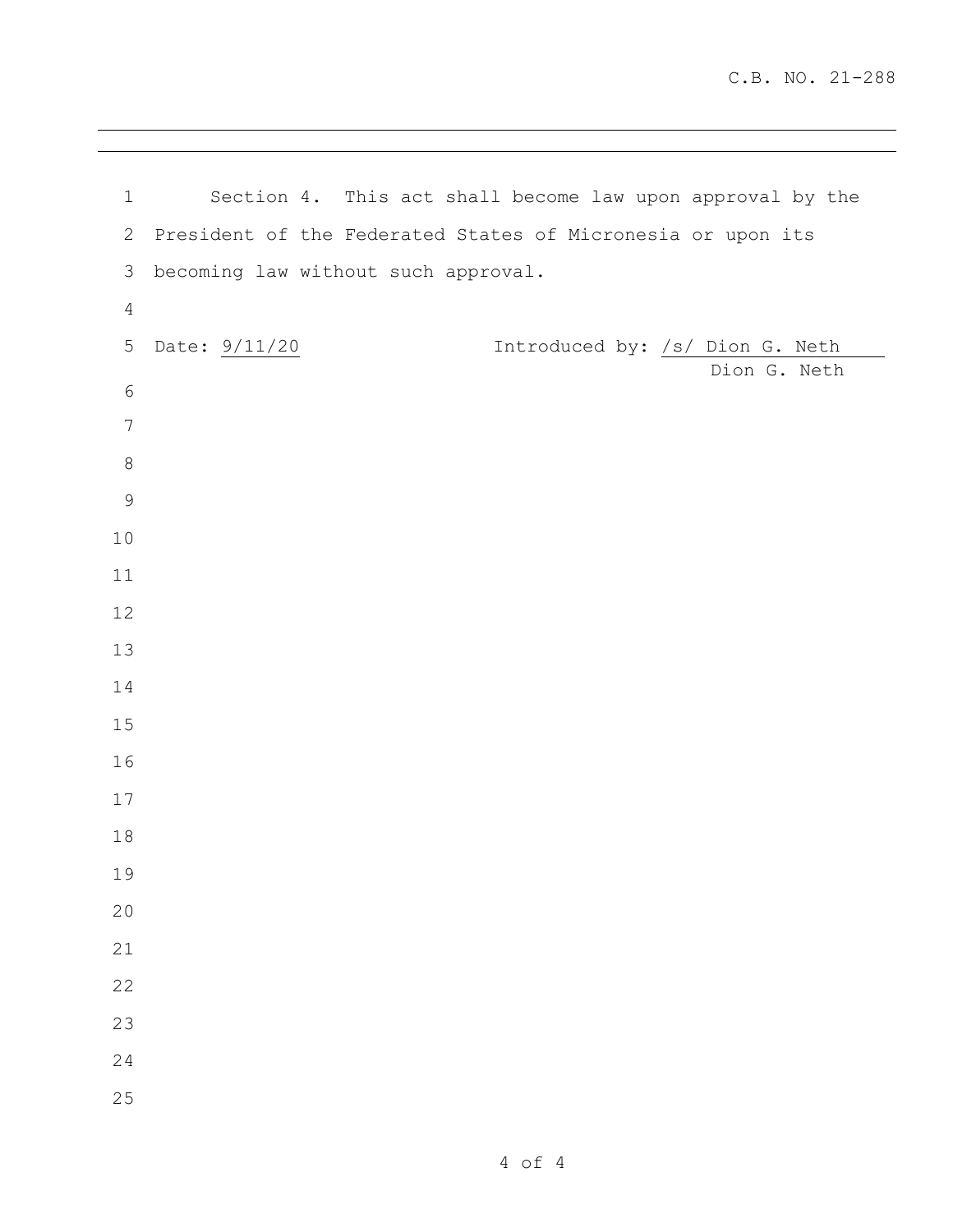Section 4. This act shall become law upon approval by the President of the Federated States of Micronesia or upon its becoming law without such approval.

Date: 9/11/20

Introduced by: /s/ Dion G. Neth
Dion G. Neth